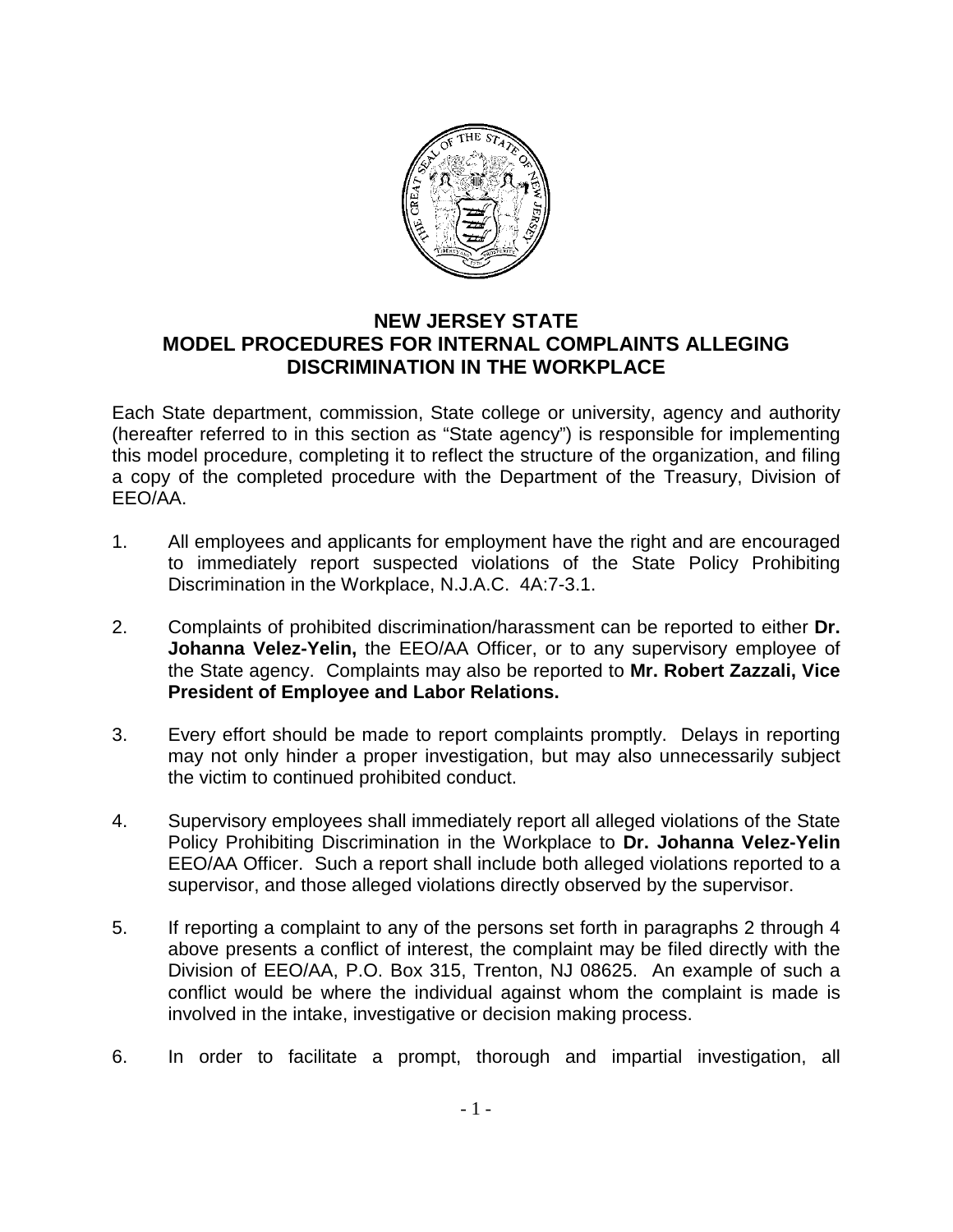## NEW JERSEY STATE
## MODEL PROCEDURES FOR INTERNAL COMPLAINTS ALLEGING DISCRIMINATION IN THE WORKPLACE

Each State department, commission, State college or university, agency and authority (hereafter referred to in this section as "State agency") is responsible for implementing this model procedure, completing it to reflect the structure of the organization, and filing a copy of the completed procedure with the Department of the Treasury, Division of EEO/AA.

1. All employees and applicants for employment have the right and are encouraged to immediately report suspected violations of the State Policy Prohibiting Discrimination in the Workplace, N.J.A.C. 4A:7-3.1.

2. Complaints of prohibited discrimination/harassment can be reported to either **Dr. Johanna Velez-Yelin,** the EEO/AA Officer, or to any supervisory employee of the State agency. Complaints may also be reported to **Mr. Robert Zazzali, Vice President of Employee and Labor Relations.**

3. Every effort should be made to report complaints promptly. Delays in reporting may not only hinder a proper investigation, but may also unnecessarily subject the victim to continued prohibited conduct.

4. Supervisory employees shall immediately report all alleged violations of the State Policy Prohibiting Discrimination in the Workplace to **Dr. Johanna Velez-Yelin** EEO/AA Officer. Such a report shall include both alleged violations reported to a supervisor, and those alleged violations directly observed by the supervisor.

5. If reporting a complaint to any of the persons set forth in paragraphs 2 through 4 above presents a conflict of interest, the complaint may be filed directly with the Division of EEO/AA, P.O. Box 315, Trenton, NJ 08625. An example of such a conflict would be where the individual against whom the complaint is made is involved in the intake, investigative or decision making process.

6. In order to facilitate a prompt, thorough and impartial investigation, all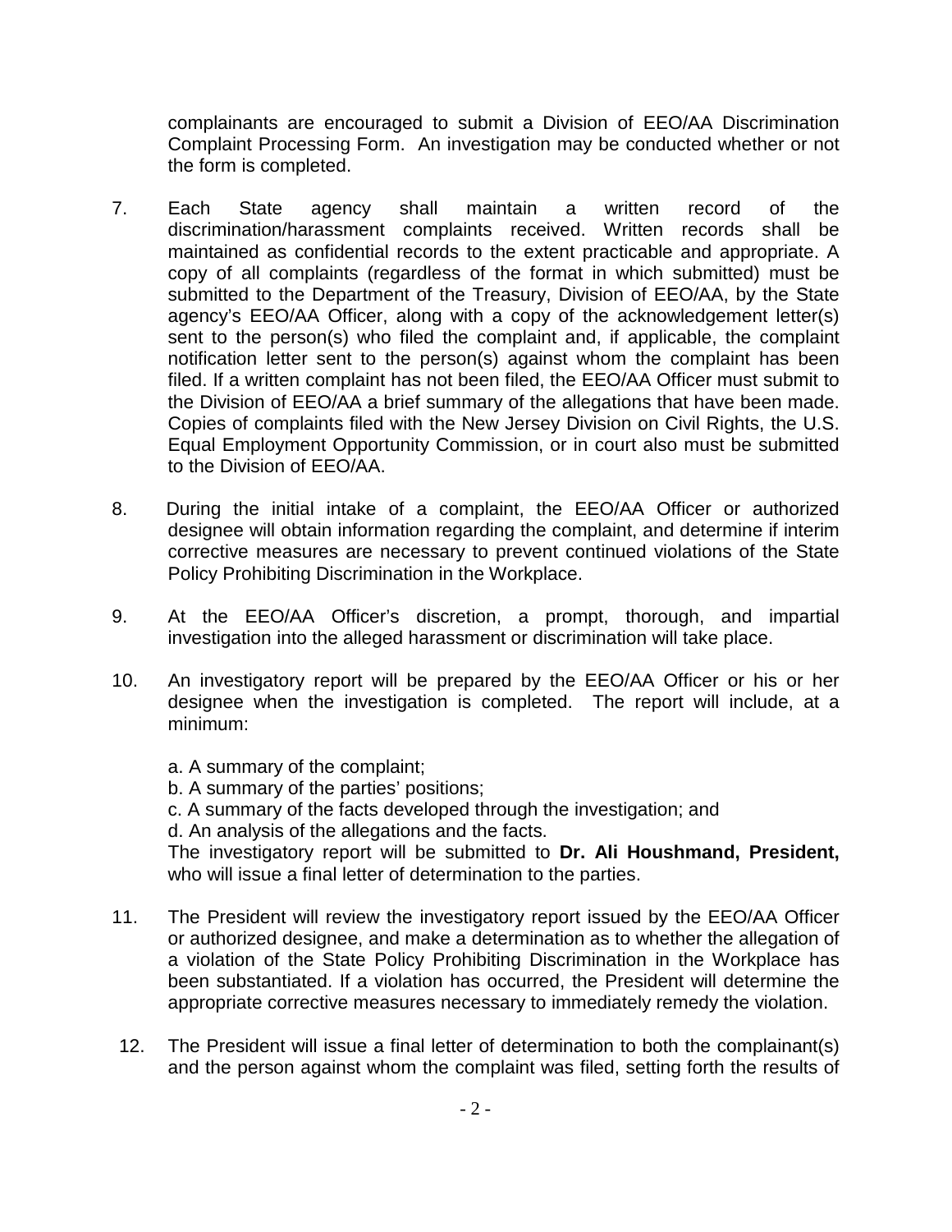complainants are encouraged to submit a Division of EEO/AA Discrimination Complaint Processing Form. An investigation may be conducted whether or not the form is completed.

7. Each State agency shall maintain a written record of the discrimination/harassment complaints received. Written records shall be maintained as confidential records to the extent practicable and appropriate. A copy of all complaints (regardless of the format in which submitted) must be submitted to the Department of the Treasury, Division of EEO/AA, by the State agency's EEO/AA Officer, along with a copy of the acknowledgement letter(s) sent to the person(s) who filed the complaint and, if applicable, the complaint notification letter sent to the person(s) against whom the complaint has been filed. If a written complaint has not been filed, the EEO/AA Officer must submit to the Division of EEO/AA a brief summary of the allegations that have been made. Copies of complaints filed with the New Jersey Division on Civil Rights, the U.S. Equal Employment Opportunity Commission, or in court also must be submitted to the Division of EEO/AA.

8. During the initial intake of a complaint, the EEO/AA Officer or authorized designee will obtain information regarding the complaint, and determine if interim corrective measures are necessary to prevent continued violations of the State Policy Prohibiting Discrimination in the Workplace.

9. At the EEO/AA Officer's discretion, a prompt, thorough, and impartial investigation into the alleged harassment or discrimination will take place.

10. An investigatory report will be prepared by the EEO/AA Officer or his or her designee when the investigation is completed. The report will include, at a minimum:

    a. A summary of the complaint;
    b. A summary of the parties' positions;
    c. A summary of the facts developed through the investigation; and
    d. An analysis of the allegations and the facts.

    The investigatory report will be submitted to **Dr. Ali Houshmand, President,** who will issue a final letter of determination to the parties.

11. The President will review the investigatory report issued by the EEO/AA Officer or authorized designee, and make a determination as to whether the allegation of a violation of the State Policy Prohibiting Discrimination in the Workplace has been substantiated. If a violation has occurred, the President will determine the appropriate corrective measures necessary to immediately remedy the violation.

12. The President will issue a final letter of determination to both the complainant(s) and the person against whom the complaint was filed, setting forth the results of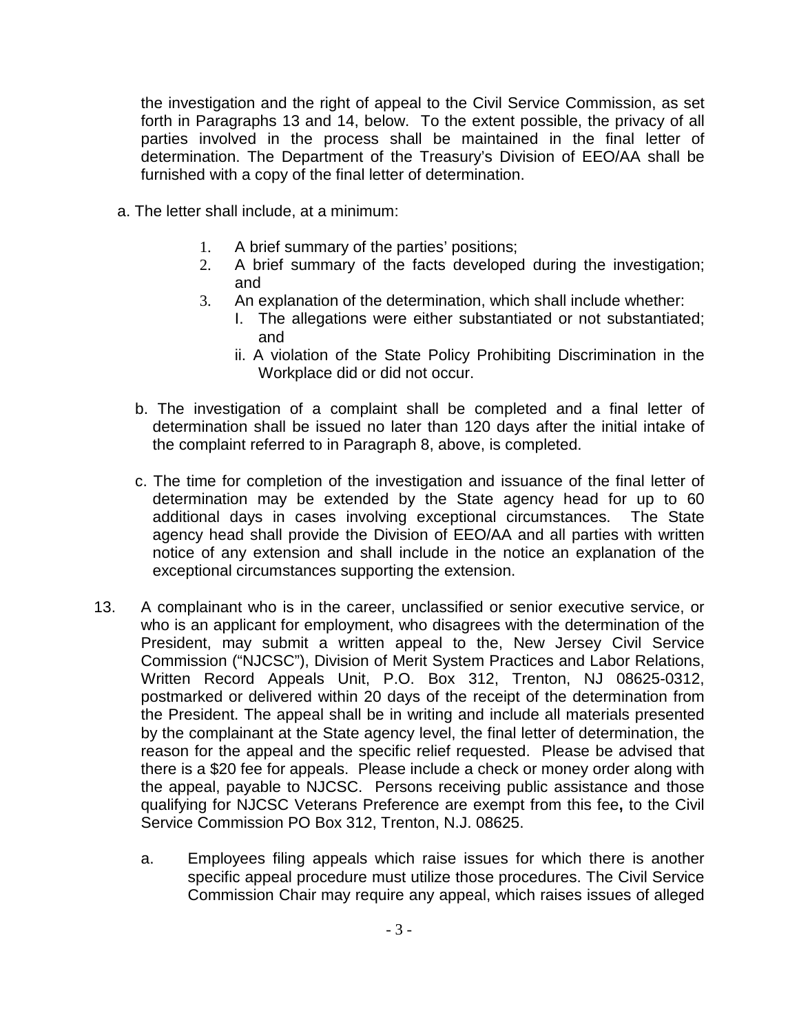the investigation and the right of appeal to the Civil Service Commission, as set forth in Paragraphs 13 and 14, below. To the extent possible, the privacy of all parties involved in the process shall be maintained in the final letter of determination. The Department of the Treasury's Division of EEO/AA shall be furnished with a copy of the final letter of determination.

a. The letter shall include, at a minimum:

1. A brief summary of the parties' positions;
2. A brief summary of the facts developed during the investigation; and
3. An explanation of the determination, which shall include whether:
   I. The allegations were either substantiated or not substantiated; and
   ii. A violation of the State Policy Prohibiting Discrimination in the Workplace did or did not occur.

b. The investigation of a complaint shall be completed and a final letter of determination shall be issued no later than 120 days after the initial intake of the complaint referred to in Paragraph 8, above, is completed.

c. The time for completion of the investigation and issuance of the final letter of determination may be extended by the State agency head for up to 60 additional days in cases involving exceptional circumstances. The State agency head shall provide the Division of EEO/AA and all parties with written notice of any extension and shall include in the notice an explanation of the exceptional circumstances supporting the extension.

13. A complainant who is in the career, unclassified or senior executive service, or who is an applicant for employment, who disagrees with the determination of the President, may submit a written appeal to the, New Jersey Civil Service Commission ("NJCSC"), Division of Merit System Practices and Labor Relations, Written Record Appeals Unit, P.O. Box 312, Trenton, NJ 08625-0312, postmarked or delivered within 20 days of the receipt of the determination from the President. The appeal shall be in writing and include all materials presented by the complainant at the State agency level, the final letter of determination, the reason for the appeal and the specific relief requested. Please be advised that there is a $20 fee for appeals. Please include a check or money order along with the appeal, payable to NJCSC. Persons receiving public assistance and those qualifying for NJCSC Veterans Preference are exempt from this fee**,** to the Civil Service Commission PO Box 312, Trenton, N.J. 08625.

    a. Employees filing appeals which raise issues for which there is another specific appeal procedure must utilize those procedures. The Civil Service Commission Chair may require any appeal, which raises issues of alleged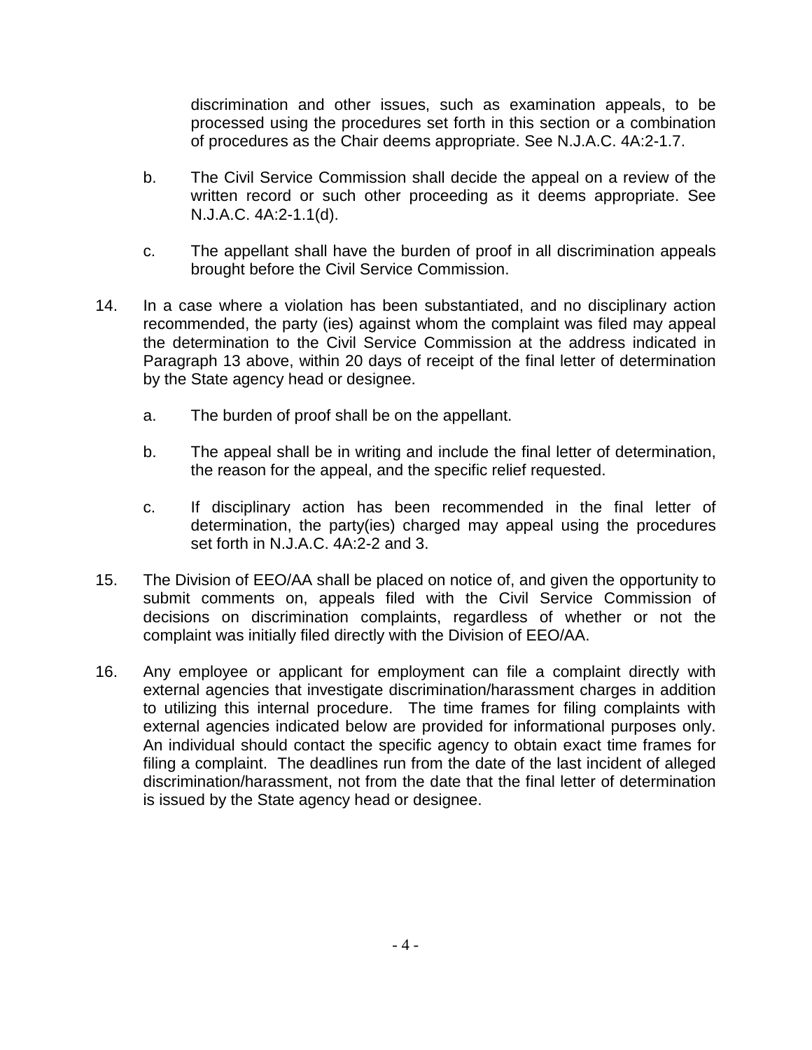discrimination and other issues, such as examination appeals, to be processed using the procedures set forth in this section or a combination of procedures as the Chair deems appropriate. See N.J.A.C. 4A:2-1.7.

   b. The Civil Service Commission shall decide the appeal on a review of the written record or such other proceeding as it deems appropriate. See N.J.A.C. 4A:2-1.1(d).

   c. The appellant shall have the burden of proof in all discrimination appeals brought before the Civil Service Commission.

14. In a case where a violation has been substantiated, and no disciplinary action recommended, the party (ies) against whom the complaint was filed may appeal the determination to the Civil Service Commission at the address indicated in Paragraph 13 above, within 20 days of receipt of the final letter of determination by the State agency head or designee.

   a. The burden of proof shall be on the appellant.

   b. The appeal shall be in writing and include the final letter of determination, the reason for the appeal, and the specific relief requested.

   c. If disciplinary action has been recommended in the final letter of determination, the party(ies) charged may appeal using the procedures set forth in N.J.A.C. 4A:2-2 and 3.

15. The Division of EEO/AA shall be placed on notice of, and given the opportunity to submit comments on, appeals filed with the Civil Service Commission of decisions on discrimination complaints, regardless of whether or not the complaint was initially filed directly with the Division of EEO/AA.

16. Any employee or applicant for employment can file a complaint directly with external agencies that investigate discrimination/harassment charges in addition to utilizing this internal procedure. The time frames for filing complaints with external agencies indicated below are provided for informational purposes only. An individual should contact the specific agency to obtain exact time frames for filing a complaint. The deadlines run from the date of the last incident of alleged discrimination/harassment, not from the date that the final letter of determination is issued by the State agency head or designee.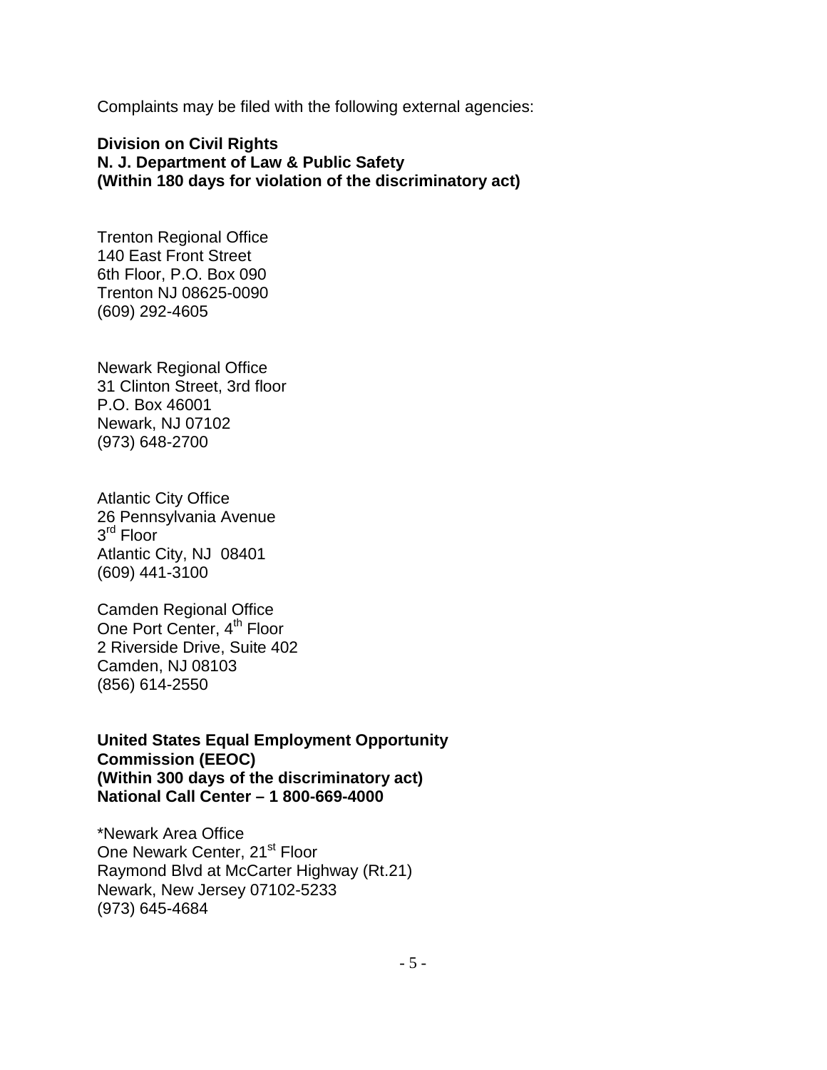Complaints may be filed with the following external agencies:

**Division on Civil Rights**
**N. J. Department of Law & Public Safety**
**(Within 180 days for violation of the discriminatory act)**

Trenton Regional Office
140 East Front Street
6th Floor, P.O. Box 090
Trenton NJ 08625-0090
(609) 292-4605

Newark Regional Office
31 Clinton Street, 3rd floor
P.O. Box 46001
Newark, NJ 07102
(973) 648-2700

Atlantic City Office
26 Pennsylvania Avenue
3rd Floor
Atlantic City, NJ 08401
(609) 441-3100

Camden Regional Office
One Port Center, 4th Floor
2 Riverside Drive, Suite 402
Camden, NJ 08103
(856) 614-2550

**United States Equal Employment Opportunity Commission (EEOC)**
**(Within 300 days of the discriminatory act)**
**National Call Center – 1 800-669-4000**

*Newark Area Office
One Newark Center, 21st Floor
Raymond Blvd at McCarter Highway (Rt.21)
Newark, New Jersey 07102-5233
(973) 645-4684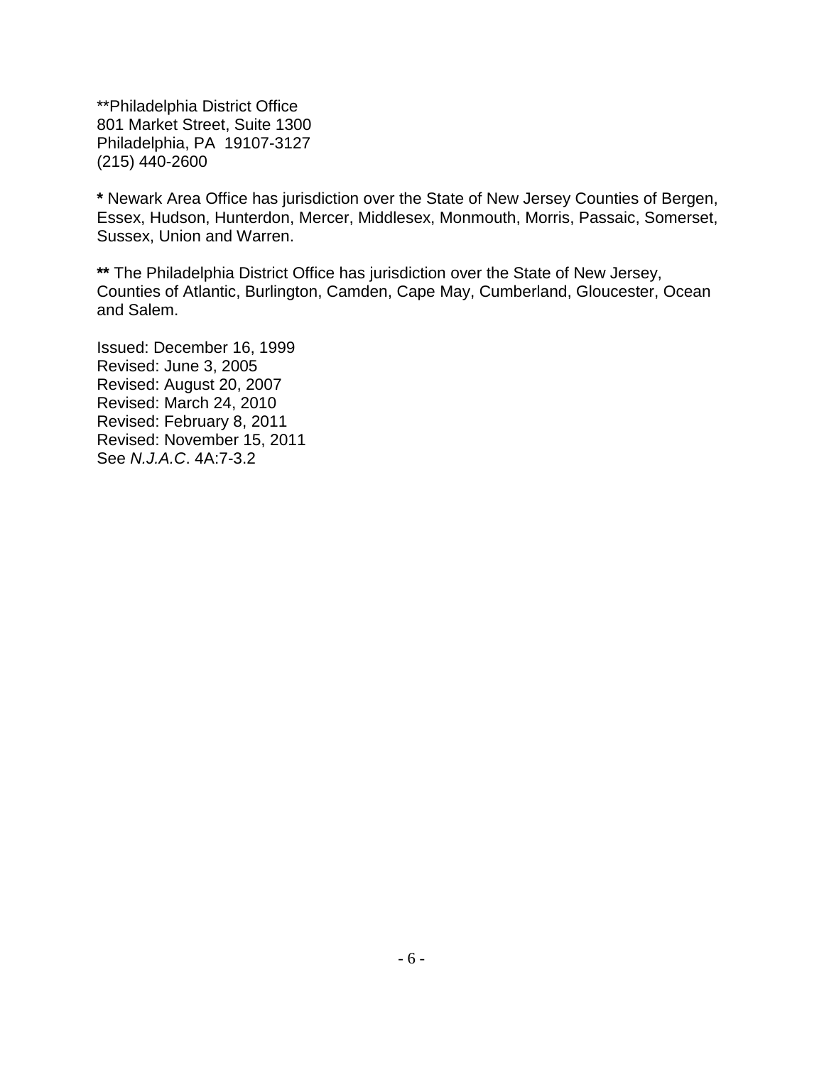**Philadelphia District Office
801 Market Street, Suite 1300
Philadelphia, PA  19107-3127
(215) 440-2600

**\*** Newark Area Office has jurisdiction over the State of New Jersey Counties of Bergen, Essex, Hudson, Hunterdon, Mercer, Middlesex, Monmouth, Morris, Passaic, Somerset, Sussex, Union and Warren.

**\*\*** The Philadelphia District Office has jurisdiction over the State of New Jersey, Counties of Atlantic, Burlington, Camden, Cape May, Cumberland, Gloucester, Ocean and Salem.

Issued: December 16, 1999
Revised: June 3, 2005
Revised: August 20, 2007
Revised: March 24, 2010
Revised: February 8, 2011
Revised: November 15, 2011
See *N.J.A.C*. 4A:7-3.2